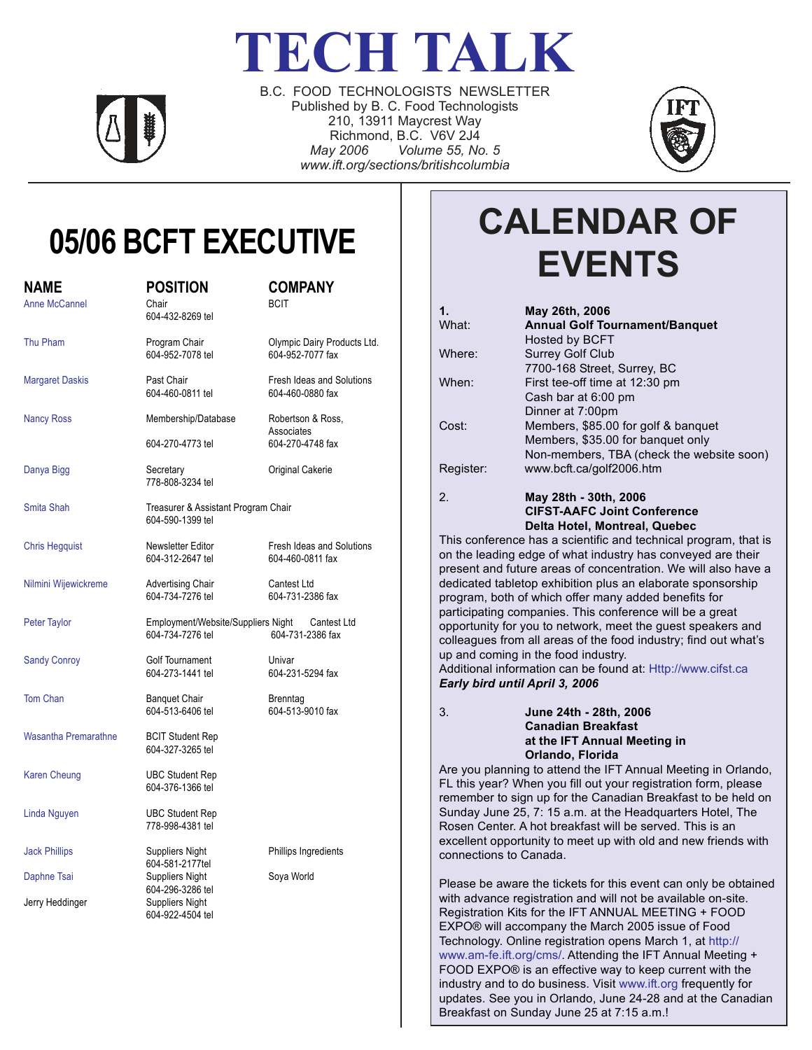# TECH TALK

B.C. FOOD TECHNOLOGISTS NEWSLETTER
Published by B. C. Food Technologists
210, 13911 Maycrest Way
Richmond, B.C. V6V 2J4
*May 2006 Volume 55, No. 5*
*www.ift.org/sections/britishcolumbia*

# 05/06 BCFT EXECUTIVE

| NAME | POSITION | COMPANY |
|---|---|---|
| Anne McCannel | Chair<br>604-432-8269 tel | BCIT |
| Thu Pham | Program Chair<br>604-952-7078 tel | Olympic Dairy Products Ltd.<br>604-952-7077 fax |
| Margaret Daskis | Past Chair<br>604-460-0811 tel | Fresh Ideas and Solutions<br>604-460-0880 fax |
| Nancy Ross | Membership/Database<br>604-270-4773 tel | Robertson & Ross, Associates<br>604-270-4748 fax |
| Danya Bigg | Secretary<br>778-808-3234 tel | Original Cakerie |
| Smita Shah | Treasurer & Assistant Program Chair<br>604-590-1399 tel | |
| Chris Hegquist | Newsletter Editor<br>604-312-2647 tel | Fresh Ideas and Solutions<br>604-460-0811 fax |
| Nilmini Wijewickreme | Advertising Chair<br>604-734-7276 tel | Cantest Ltd<br>604-731-2386 fax |
| Peter Taylor | Employment/Website/Suppliers Night<br>604-734-7276 tel | Cantest Ltd<br>604-731-2386 fax |
| Sandy Conroy | Golf Tournament<br>604-273-1441 tel | Univar<br>604-231-5294 fax |
| Tom Chan | Banquet Chair<br>604-513-6406 tel | Brenntag<br>604-513-9010 fax |
| Wasantha Premarathne | BCIT Student Rep<br>604-327-3265 tel | |
| Karen Cheung | UBC Student Rep<br>604-376-1366 tel | |
| Linda Nguyen | UBC Student Rep<br>778-998-4381 tel | |
| Jack Phillips | Suppliers Night<br>604-581-2177tel | Phillips Ingredients |
| Daphne Tsai | Suppliers Night<br>604-296-3286 tel | Soya World |
| Jerry Heddinger | Suppliers Night<br>604-922-4504 tel | |

# CALENDAR OF EVENTS

**1. May 26th, 2006**

| | |
|---|---|
| What: | **Annual Golf Tournament/Banquet**<br>Hosted by BCFT |
| Where: | Surrey Golf Club<br>7700-168 Street, Surrey, BC |
| When: | First tee-off time at 12:30 pm<br>Cash bar at 6:00 pm<br>Dinner at 7:00pm |
| Cost: | Members, $85.00 for golf & banquet<br>Members, $35.00 for banquet only<br>Non-members, TBA (check the website soon) |
| Register: | www.bcft.ca/golf2006.htm |

**2. May 28th - 30th, 2006**
**CIFST-AAFC Joint Conference**
**Delta Hotel, Montreal, Quebec**

This conference has a scientific and technical program, that is on the leading edge of what industry has conveyed are their present and future areas of concentration. We will also have a dedicated tabletop exhibition plus an elaborate sponsorship program, both of which offer many added benefits for participating companies. This conference will be a great opportunity for you to network, meet the guest speakers and colleagues from all areas of the food industry; find out what's up and coming in the food industry.
Additional information can be found at: Http://www.cifst.ca
***Early bird until April 3, 2006***

**3. June 24th - 28th, 2006**
**Canadian Breakfast**
**at the IFT Annual Meeting in**
**Orlando, Florida**

Are you planning to attend the IFT Annual Meeting in Orlando, FL this year? When you fill out your registration form, please remember to sign up for the Canadian Breakfast to be held on Sunday June 25, 7: 15 a.m. at the Headquarters Hotel, The Rosen Center. A hot breakfast will be served. This is an excellent opportunity to meet up with old and new friends with connections to Canada.

Please be aware the tickets for this event can only be obtained with advance registration and will not be available on-site. Registration Kits for the IFT ANNUAL MEETING + FOOD EXPO® will accompany the March 2005 issue of Food Technology. Online registration opens March 1, at http://www.am-fe.ift.org/cms/. Attending the IFT Annual Meeting + FOOD EXPO® is an effective way to keep current with the industry and to do business. Visit www.ift.org frequently for updates. See you in Orlando, June 24-28 and at the Canadian Breakfast on Sunday June 25 at 7:15 a.m.!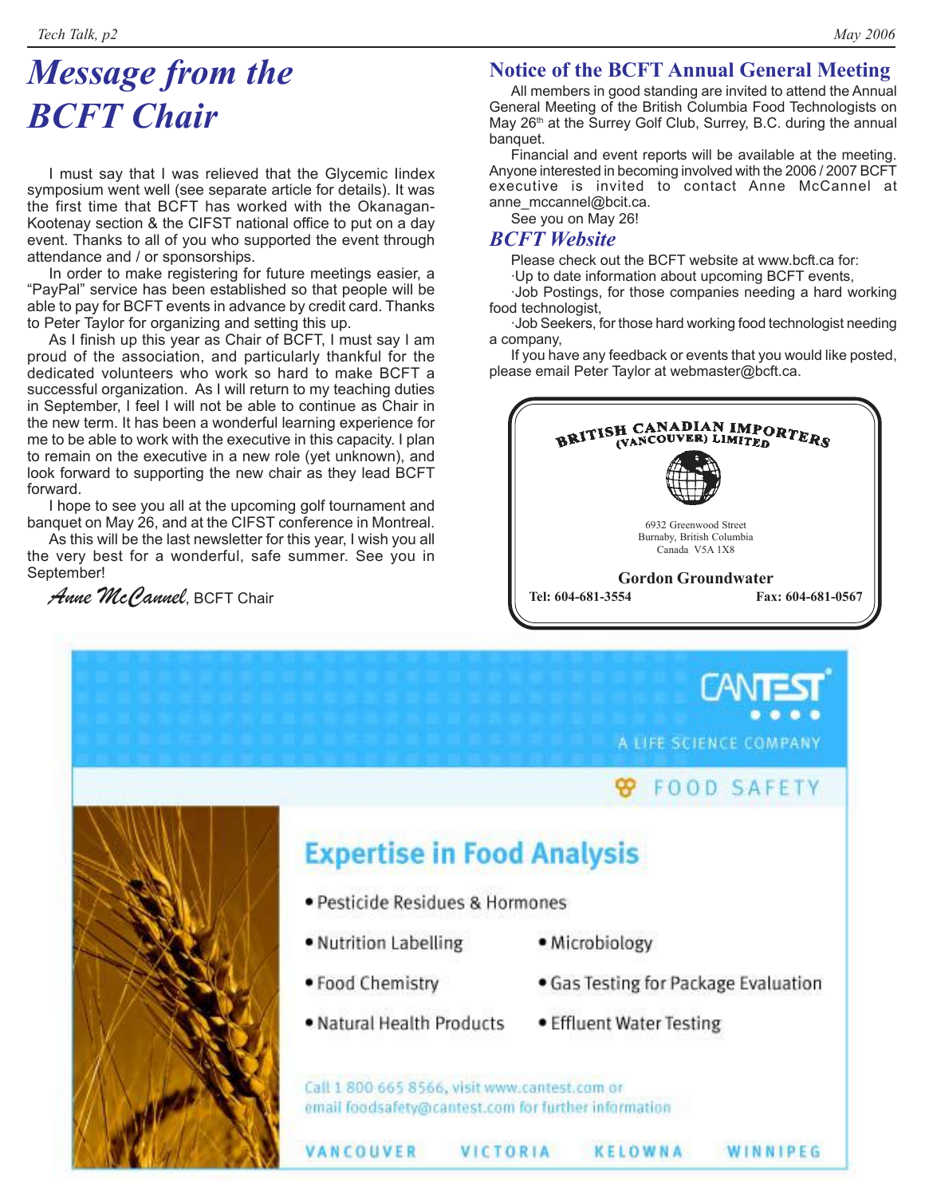# Message from the BCFT Chair

I must say that I was relieved that the Glycemic Iindex symposium went well (see separate article for details). It was the first time that BCFT has worked with the Okanagan-Kootenay section & the CIFST national office to put on a day event. Thanks to all of you who supported the event through attendance and / or sponsorships.

In order to make registering for future meetings easier, a "PayPal" service has been established so that people will be able to pay for BCFT events in advance by credit card. Thanks to Peter Taylor for organizing and setting this up.

As I finish up this year as Chair of BCFT, I must say I am proud of the association, and particularly thankful for the dedicated volunteers who work so hard to make BCFT a successful organization. As I will return to my teaching duties in September, I feel I will not be able to continue as Chair in the new term. It has been a wonderful learning experience for me to be able to work with the executive in this capacity. I plan to remain on the executive in a new role (yet unknown), and look forward to supporting the new chair as they lead BCFT forward.

I hope to see you all at the upcoming golf tournament and banquet on May 26, and at the CIFST conference in Montreal.

As this will be the last newsletter for this year, I wish you all the very best for a wonderful, safe summer. See you in September!

*Anne McCannel*, BCFT Chair

## Notice of the BCFT Annual General Meeting

All members in good standing are invited to attend the Annual General Meeting of the British Columbia Food Technologists on May 26th at the Surrey Golf Club, Surrey, B.C. during the annual banquet.

Financial and event reports will be available at the meeting. Anyone interested in becoming involved with the 2006 / 2007 BCFT executive is invited to contact Anne McCannel at anne_mccannel@bcit.ca.

See you on May 26!

## BCFT Website

Please check out the BCFT website at www.bcft.ca for:

- Up to date information about upcoming BCFT events,
- Job Postings, for those companies needing a hard working food technologist,
- Job Seekers, for those hard working food technologist needing a company,

If you have any feedback or events that you would like posted, please email Peter Taylor at webmaster@bcft.ca.

---

**BRITISH CANADIAN IMPORTERS (VANCOUVER) LIMITED**

6932 Greenwood Street
Burnaby, British Columbia
Canada V5A 1X8

**Gordon Groundwater**

**Tel: 604-681-3554** **Fax: 604-681-0567**

---

**CANTEST**
A LIFE SCIENCE COMPANY

FOOD SAFETY

**Expertise in Food Analysis**

- Pesticide Residues & Hormones
- Nutrition Labelling
- Microbiology
- Food Chemistry
- Gas Testing for Package Evaluation
- Natural Health Products
- Effluent Water Testing

Call 1 800 665 8566, visit www.cantest.com or email foodsafety@cantest.com for further information

VANCOUVER VICTORIA KELOWNA WINNIPEG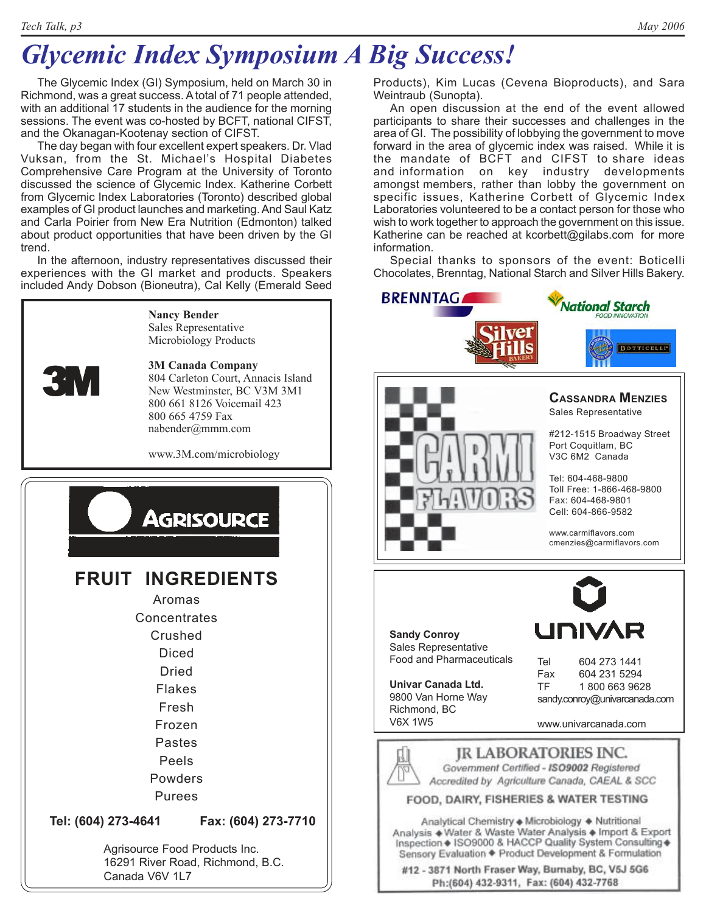# Glycemic Index Symposium A Big Success!

The Glycemic Index (GI) Symposium, held on March 30 in Richmond, was a great success. A total of 71 people attended, with an additional 17 students in the audience for the morning sessions. The event was co-hosted by BCFT, national CIFST, and the Okanagan-Kootenay section of CIFST.

The day began with four excellent expert speakers. Dr. Vlad Vuksan, from the St. Michael's Hospital Diabetes Comprehensive Care Program at the University of Toronto discussed the science of Glycemic Index. Katherine Corbett from Glycemic Index Laboratories (Toronto) described global examples of GI product launches and marketing. And Saul Katz and Carla Poirier from New Era Nutrition (Edmonton) talked about product opportunities that have been driven by the GI trend.

In the afternoon, industry representatives discussed their experiences with the GI market and products. Speakers included Andy Dobson (Bioneutra), Cal Kelly (Emerald Seed Products), Kim Lucas (Cevena Bioproducts), and Sara Weintraub (Sunopta).

An open discussion at the end of the event allowed participants to share their successes and challenges in the area of GI. The possibility of lobbying the government to move forward in the area of glycemic index was raised. While it is the mandate of BCFT and CIFST to share ideas and information on key industry developments amongst members, rather than lobby the government on specific issues, Katherine Corbett of Glycemic Index Laboratories volunteered to be a contact person for those who wish to work together to approach the government on this issue. Katherine can be reached at kcorbett@gilabs.com for more information.

Special thanks to sponsors of the event: Boticelli Chocolates, Brenntag, National Starch and Silver Hills Bakery.

BRENNTAG

National Starch FOOD INNOVATION

Silver Hills BAKERY

BOTTICELLI

---

3M

**Nancy Bender**
Sales Representative
Microbiology Products

**3M Canada Company**
804 Carleton Court, Annacis Island
New Westminster, BC V3M 3M1
800 661 8126 Voicemail 423
800 665 4759 Fax
nabender@mmm.com

www.3M.com/microbiology

---

AGRISOURCE

**FRUIT INGREDIENTS**

Aromas
Concentrates
Crushed
Diced
Dried
Flakes
Fresh
Frozen
Pastes
Peels
Powders
Purees

**Tel: (604) 273-4641** **Fax: (604) 273-7710**

Agrisource Food Products Inc.
16291 River Road, Richmond, B.C.
Canada V6V 1L7

---

CARMI FLAVORS

**Cassandra Menzies**
Sales Representative

#212-1515 Broadway Street
Port Coquitlam, BC
V3C 6M2 Canada

Tel: 604-468-9800
Toll Free: 1-866-468-9800
Fax: 604-468-9801
Cell: 604-866-9582

www.carmiflavors.com
cmenzies@carmiflavors.com

---

UNIVAR

**Sandy Conroy**
Sales Representative
Food and Pharmaceuticals

**Univar Canada Ltd.**
9800 Van Horne Way
Richmond, BC
V6X 1W5

Tel 604 273 1441
Fax 604 231 5294
TF 1 800 663 9628
sandy.conroy@univarcanada.com

www.univarcanada.com

---

**JR LABORATORIES INC.**

*Government Certified - ISO9002 Registered*
*Accredited by Agriculture Canada, CAEAL & SCC*

**FOOD, DAIRY, FISHERIES & WATER TESTING**

Analytical Chemistry ◆ Microbiology ◆ Nutritional Analysis ◆ Water & Waste Water Analysis ◆ Import & Export Inspection ◆ ISO9000 & HACCP Quality System Consulting ◆ Sensory Evaluation ◆ Product Development & Formulation

**#12 - 3871 North Fraser Way, Burnaby, BC, V5J 5G6**
**Ph:(604) 432-9311, Fax: (604) 432-7768**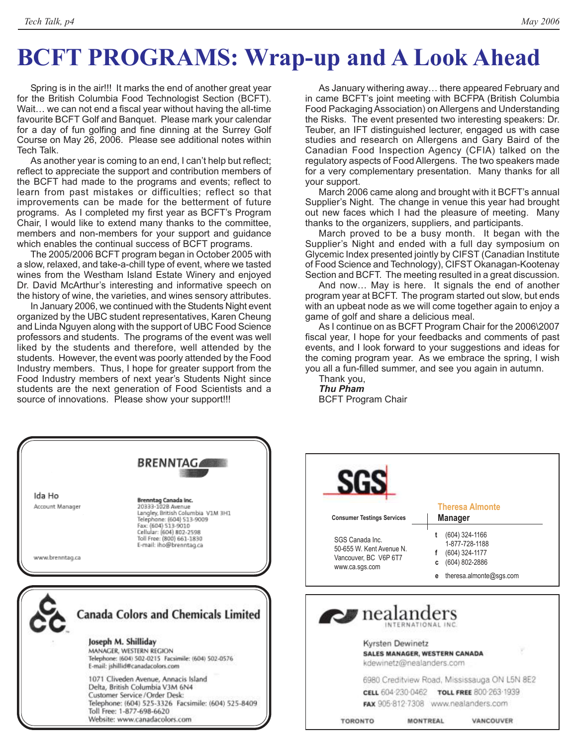# BCFT PROGRAMS: Wrap-up and A Look Ahead

Spring is in the air!!! It marks the end of another great year for the British Columbia Food Technologist Section (BCFT). Wait… we can not end a fiscal year without having the all-time favourite BCFT Golf and Banquet. Please mark your calendar for a day of fun golfing and fine dinning at the Surrey Golf Course on May 26, 2006. Please see additional notes within Tech Talk.

As another year is coming to an end, I can't help but reflect; reflect to appreciate the support and contribution members of the BCFT had made to the programs and events; reflect to learn from past mistakes or difficulties; reflect so that improvements can be made for the betterment of future programs. As I completed my first year as BCFT's Program Chair, I would like to extend many thanks to the committee, members and non-members for your support and guidance which enables the continual success of BCFT programs.

The 2005/2006 BCFT program began in October 2005 with a slow, relaxed, and take-a-chill type of event, where we tasted wines from the Westham Island Estate Winery and enjoyed Dr. David McArthur's interesting and informative speech on the history of wine, the varieties, and wines sensory attributes.

In January 2006, we continued with the Students Night event organized by the UBC student representatives, Karen Cheung and Linda Nguyen along with the support of UBC Food Science professors and students. The programs of the event was well liked by the students and therefore, well attended by the students. However, the event was poorly attended by the Food Industry members. Thus, I hope for greater support from the Food Industry members of next year's Students Night since students are the next generation of Food Scientists and a source of innovations. Please show your support!!!

As January withering away… there appeared February and in came BCFT's joint meeting with BCFPA (British Columbia Food Packaging Association) on Allergens and Understanding the Risks. The event presented two interesting speakers: Dr. Teuber, an IFT distinguished lecturer, engaged us with case studies and research on Allergens and Gary Baird of the Canadian Food Inspection Agency (CFIA) talked on the regulatory aspects of Food Allergens. The two speakers made for a very complementary presentation. Many thanks for all your support.

March 2006 came along and brought with it BCFT's annual Supplier's Night. The change in venue this year had brought out new faces which I had the pleasure of meeting. Many thanks to the organizers, suppliers, and participants.

March proved to be a busy month. It began with the Supplier's Night and ended with a full day symposium on Glycemic Index presented jointly by CIFST (Canadian Institute of Food Science and Technology), CIFST Okanagan-Kootenay Section and BCFT. The meeting resulted in a great discussion.

And now… May is here. It signals the end of another program year at BCFT. The program started out slow, but ends with an upbeat node as we will come together again to enjoy a game of golf and share a delicious meal.

As I continue on as BCFT Program Chair for the 2006\2007 fiscal year, I hope for your feedbacks and comments of past events, and I look forward to your suggestions and ideas for the coming program year. As we embrace the spring, I wish you all a fun-filled summer, and see you again in autumn.

Thank you,
***Thu Pham***
BCFT Program Chair

---

**BRENNTAG**

Ida Ho
Account Manager

**Brenntag Canada Inc.**
20333-102B Avenue
Langley, British Columbia V1M 3H1
Telephone: (604) 513-9009
Fax: (604) 513-9010
Cellular: (604) 802-2598
Toll Free: (800) 661-1830
E-mail: iho@brenntag.ca

www.brenntag.ca

---

**SGS**

Consumer Testings Services

**Theresa Almonte**
**Manager**

SGS Canada Inc.
50-655 W. Kent Avenue N.
Vancouver, BC V6P 6T7
www.ca.sgs.com

**t** (604) 324-1166
1-877-728-1188
**f** (604) 324-1177
**c** (604) 802-2886
**e** theresa.almonte@sgs.com

---

**Canada Colors and Chemicals Limited**

**Joseph M. Shilliday**
MANAGER, WESTERN REGION
Telephone: (604) 502-0215 Facsimile: (604) 502-0576
E-mail: jshillid@canadacolors.com

1071 Cliveden Avenue, Annacis Island
Delta, British Columbia V3M 6N4
Customer Service /Order Desk:
Telephone: (604) 525-3326 Facsimile: (604) 525-8409
Toll Free: 1-877-698-6620
Website: www.canadacolors.com

---

**nealanders** INTERNATIONAL INC.

Kyrsten Dewinetz
**SALES MANAGER, WESTERN CANADA**
kdewinetz@nealanders.com

6980 Creditview Road, Mississauga ON L5N 8E2
**CELL** 604·230·0462 **TOLL FREE** 800·263·1939
**FAX** 905·812·7308 www.nealanders.com

TORONTO MONTREAL VANCOUVER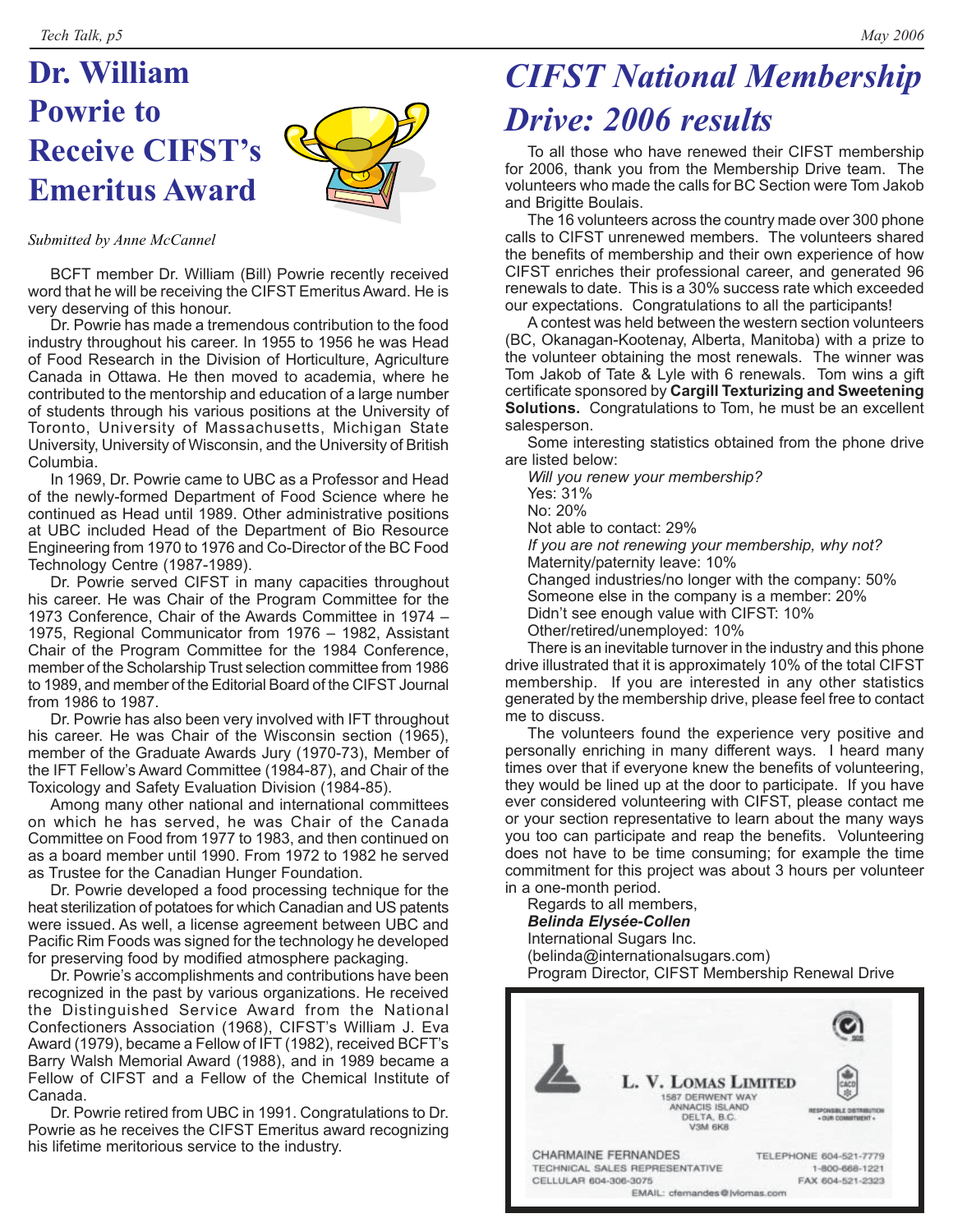# Dr. William Powrie to Receive CIFST's Emeritus Award

*Submitted by Anne McCannel*

BCFT member Dr. William (Bill) Powrie recently received word that he will be receiving the CIFST Emeritus Award. He is very deserving of this honour.

Dr. Powrie has made a tremendous contribution to the food industry throughout his career. In 1955 to 1956 he was Head of Food Research in the Division of Horticulture, Agriculture Canada in Ottawa. He then moved to academia, where he contributed to the mentorship and education of a large number of students through his various positions at the University of Toronto, University of Massachusetts, Michigan State University, University of Wisconsin, and the University of British Columbia.

In 1969, Dr. Powrie came to UBC as a Professor and Head of the newly-formed Department of Food Science where he continued as Head until 1989. Other administrative positions at UBC included Head of the Department of Bio Resource Engineering from 1970 to 1976 and Co-Director of the BC Food Technology Centre (1987-1989).

Dr. Powrie served CIFST in many capacities throughout his career. He was Chair of the Program Committee for the 1973 Conference, Chair of the Awards Committee in 1974 – 1975, Regional Communicator from 1976 – 1982, Assistant Chair of the Program Committee for the 1984 Conference, member of the Scholarship Trust selection committee from 1986 to 1989, and member of the Editorial Board of the CIFST Journal from 1986 to 1987.

Dr. Powrie has also been very involved with IFT throughout his career. He was Chair of the Wisconsin section (1965), member of the Graduate Awards Jury (1970-73), Member of the IFT Fellow's Award Committee (1984-87), and Chair of the Toxicology and Safety Evaluation Division (1984-85).

Among many other national and international committees on which he has served, he was Chair of the Canada Committee on Food from 1977 to 1983, and then continued on as a board member until 1990. From 1972 to 1982 he served as Trustee for the Canadian Hunger Foundation.

Dr. Powrie developed a food processing technique for the heat sterilization of potatoes for which Canadian and US patents were issued. As well, a license agreement between UBC and Pacific Rim Foods was signed for the technology he developed for preserving food by modified atmosphere packaging.

Dr. Powrie's accomplishments and contributions have been recognized in the past by various organizations. He received the Distinguished Service Award from the National Confectioners Association (1968), CIFST's William J. Eva Award (1979), became a Fellow of IFT (1982), received BCFT's Barry Walsh Memorial Award (1988), and in 1989 became a Fellow of CIFST and a Fellow of the Chemical Institute of Canada.

Dr. Powrie retired from UBC in 1991. Congratulations to Dr. Powrie as he receives the CIFST Emeritus award recognizing his lifetime meritorious service to the industry.

# *CIFST National Membership Drive: 2006 results*

To all those who have renewed their CIFST membership for 2006, thank you from the Membership Drive team. The volunteers who made the calls for BC Section were Tom Jakob and Brigitte Boulais.

The 16 volunteers across the country made over 300 phone calls to CIFST unrenewed members. The volunteers shared the benefits of membership and their own experience of how CIFST enriches their professional career, and generated 96 renewals to date. This is a 30% success rate which exceeded our expectations. Congratulations to all the participants!

A contest was held between the western section volunteers (BC, Okanagan-Kootenay, Alberta, Manitoba) with a prize to the volunteer obtaining the most renewals. The winner was Tom Jakob of Tate & Lyle with 6 renewals. Tom wins a gift certificate sponsored by **Cargill Texturizing and Sweetening Solutions.** Congratulations to Tom, he must be an excellent salesperson.

Some interesting statistics obtained from the phone drive are listed below:

*Will you renew your membership?*
Yes: 31%
No: 20%
Not able to contact: 29%
*If you are not renewing your membership, why not?*
Maternity/paternity leave: 10%
Changed industries/no longer with the company: 50%
Someone else in the company is a member: 20%
Didn't see enough value with CIFST: 10%
Other/retired/unemployed: 10%

There is an inevitable turnover in the industry and this phone drive illustrated that it is approximately 10% of the total CIFST membership. If you are interested in any other statistics generated by the membership drive, please feel free to contact me to discuss.

The volunteers found the experience very positive and personally enriching in many different ways. I heard many times over that if everyone knew the benefits of volunteering, they would be lined up at the door to participate. If you have ever considered volunteering with CIFST, please contact me or your section representative to learn about the many ways you too can participate and reap the benefits. Volunteering does not have to be time consuming; for example the time commitment for this project was about 3 hours per volunteer in a one-month period.

Regards to all members,
***Belinda Elysée-Collen***
International Sugars Inc.
(belinda@internationalsugars.com)
Program Director, CIFST Membership Renewal Drive

**L. V. LOMAS LIMITED**
1587 DERWENT WAY
ANNACIS ISLAND
DELTA, B.C.
V3M 6K8

RESPONSIBLE DISTRIBUTION • OUR COMMITMENT •

CHARMAINE FERNANDES
TECHNICAL SALES REPRESENTATIVE
CELLULAR 604-306-3075

TELEPHONE 604-521-7779
1-800-668-1221
FAX 604-521-2323

EMAIL: cfernandes@lvlomas.com